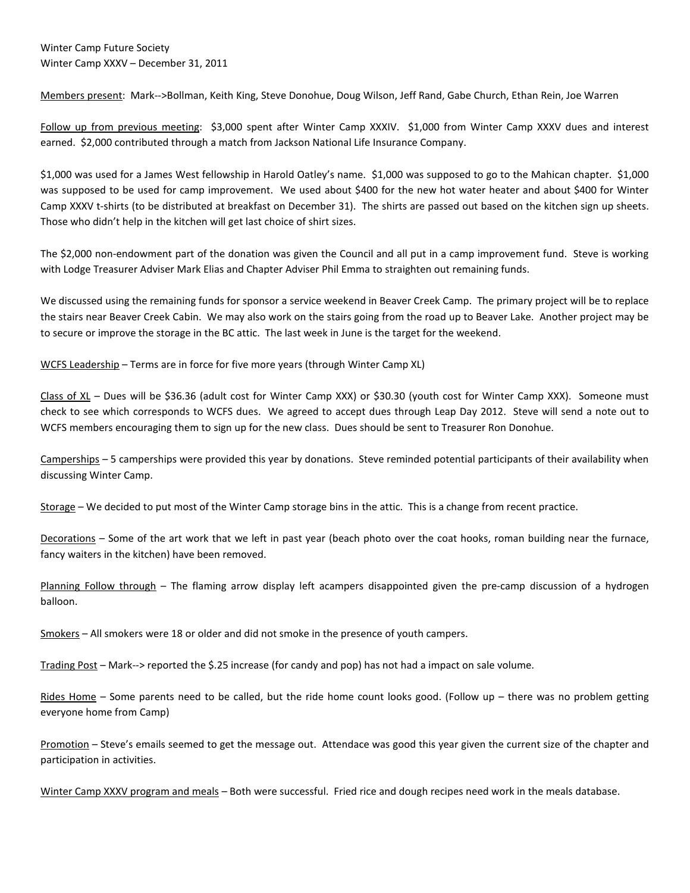Winter Camp Future Society
Winter Camp XXXV – December 31, 2011

<u>Members present</u>: Mark-->Bollman, Keith King, Steve Donohue, Doug Wilson, Jeff Rand, Gabe Church, Ethan Rein, Joe Warren

<u>Follow up from previous meeting</u>: $3,000 spent after Winter Camp XXXIV. $1,000 from Winter Camp XXXV dues and interest earned. $2,000 contributed through a match from Jackson National Life Insurance Company.

$1,000 was used for a James West fellowship in Harold Oatley's name. $1,000 was supposed to go to the Mahican chapter. $1,000 was supposed to be used for camp improvement. We used about $400 for the new hot water heater and about $400 for Winter Camp XXXV t-shirts (to be distributed at breakfast on December 31). The shirts are passed out based on the kitchen sign up sheets. Those who didn't help in the kitchen will get last choice of shirt sizes.

The $2,000 non-endowment part of the donation was given the Council and all put in a camp improvement fund. Steve is working with Lodge Treasurer Adviser Mark Elias and Chapter Adviser Phil Emma to straighten out remaining funds.

We discussed using the remaining funds for sponsor a service weekend in Beaver Creek Camp. The primary project will be to replace the stairs near Beaver Creek Cabin. We may also work on the stairs going from the road up to Beaver Lake. Another project may be to secure or improve the storage in the BC attic. The last week in June is the target for the weekend.

<u>WCFS Leadership</u> – Terms are in force for five more years (through Winter Camp XL)

<u>Class of XL</u> – Dues will be $36.36 (adult cost for Winter Camp XXX) or $30.30 (youth cost for Winter Camp XXX). Someone must check to see which corresponds to WCFS dues. We agreed to accept dues through Leap Day 2012. Steve will send a note out to WCFS members encouraging them to sign up for the new class. Dues should be sent to Treasurer Ron Donohue.

<u>Camperships</u> – 5 camperships were provided this year by donations. Steve reminded potential participants of their availability when discussing Winter Camp.

<u>Storage</u> – We decided to put most of the Winter Camp storage bins in the attic. This is a change from recent practice.

<u>Decorations</u> – Some of the art work that we left in past year (beach photo over the coat hooks, roman building near the furnace, fancy waiters in the kitchen) have been removed.

<u>Planning Follow through</u> – The flaming arrow display left acampers disappointed given the pre-camp discussion of a hydrogen balloon.

<u>Smokers</u> – All smokers were 18 or older and did not smoke in the presence of youth campers.

<u>Trading Post</u> – Mark--> reported the $.25 increase (for candy and pop) has not had a impact on sale volume.

<u>Rides Home</u> – Some parents need to be called, but the ride home count looks good. (Follow up – there was no problem getting everyone home from Camp)

<u>Promotion</u> – Steve's emails seemed to get the message out. Attendace was good this year given the current size of the chapter and participation in activities.

<u>Winter Camp XXXV program and meals</u> – Both were successful. Fried rice and dough recipes need work in the meals database.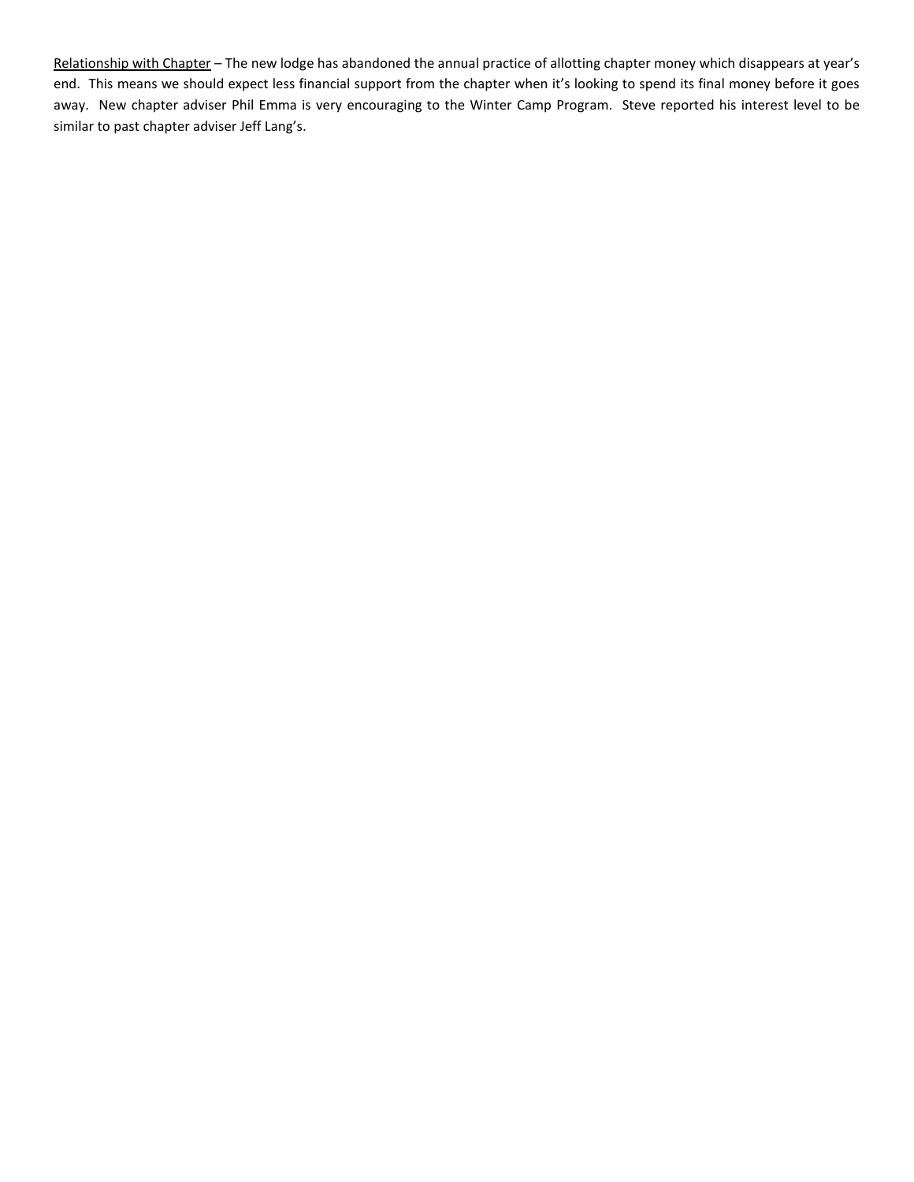<u>Relationship with Chapter</u> – The new lodge has abandoned the annual practice of allotting chapter money which disappears at year's end. This means we should expect less financial support from the chapter when it's looking to spend its final money before it goes away. New chapter adviser Phil Emma is very encouraging to the Winter Camp Program. Steve reported his interest level to be similar to past chapter adviser Jeff Lang's.